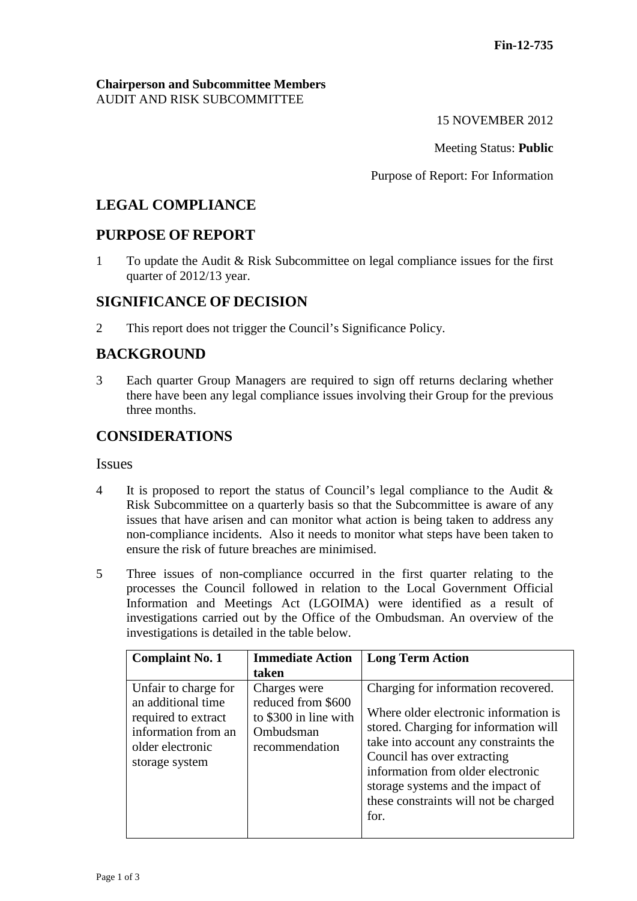**Fin-12-735**

**Chairperson and Subcommittee Members**
AUDIT AND RISK SUBCOMMITTEE

15 NOVEMBER 2012

Meeting Status: **Public**

Purpose of Report: For Information

# LEGAL COMPLIANCE

## PURPOSE OF REPORT

1 To update the Audit & Risk Subcommittee on legal compliance issues for the first quarter of 2012/13 year.

## SIGNIFICANCE OF DECISION

2 This report does not trigger the Council's Significance Policy.

## BACKGROUND

3 Each quarter Group Managers are required to sign off returns declaring whether there have been any legal compliance issues involving their Group for the previous three months.

## CONSIDERATIONS

### Issues

4 It is proposed to report the status of Council's legal compliance to the Audit & Risk Subcommittee on a quarterly basis so that the Subcommittee is aware of any issues that have arisen and can monitor what action is being taken to address any non-compliance incidents. Also it needs to monitor what steps have been taken to ensure the risk of future breaches are minimised.

5 Three issues of non-compliance occurred in the first quarter relating to the processes the Council followed in relation to the Local Government Official Information and Meetings Act (LGOIMA) were identified as a result of investigations carried out by the Office of the Ombudsman. An overview of the investigations is detailed in the table below.

| Complaint No. 1 | Immediate Action taken | Long Term Action |
|---|---|---|
| Unfair to charge for an additional time required to extract information from an older electronic storage system | Charges were reduced from $600 to $300 in line with Ombudsman recommendation | Charging for information recovered.<br><br>Where older electronic information is stored. Charging for information will take into account any constraints the Council has over extracting information from older electronic storage systems and the impact of these constraints will not be charged for. |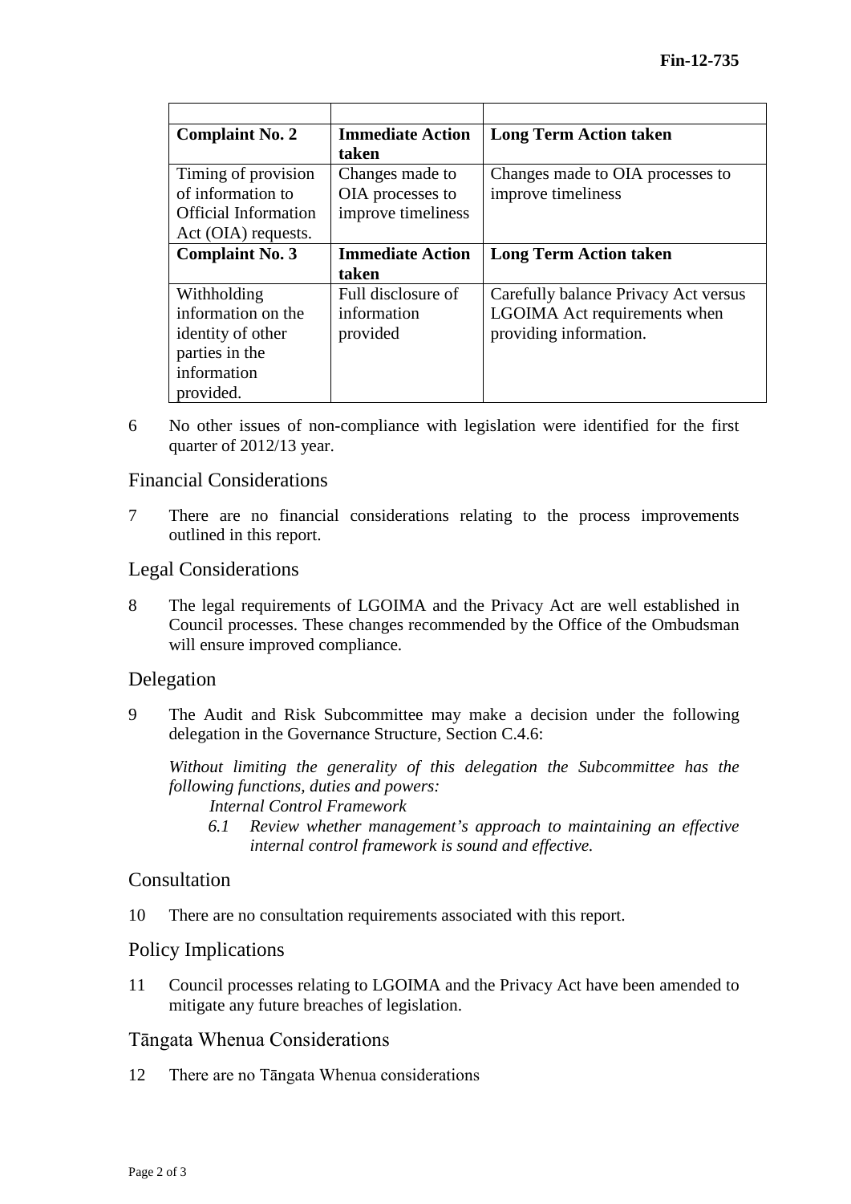| | | |
|---|---|---|
| **Complaint No. 2** | **Immediate Action taken** | **Long Term Action taken** |
| Timing of provision of information to Official Information Act (OIA) requests. | Changes made to OIA processes to improve timeliness | Changes made to OIA processes to improve timeliness |
| **Complaint No. 3** | **Immediate Action taken** | **Long Term Action taken** |
| Withholding information on the identity of other parties in the information provided. | Full disclosure of information provided | Carefully balance Privacy Act versus LGOIMA Act requirements when providing information. |

6 No other issues of non-compliance with legislation were identified for the first quarter of 2012/13 year.

## Financial Considerations

7 There are no financial considerations relating to the process improvements outlined in this report.

## Legal Considerations

8 The legal requirements of LGOIMA and the Privacy Act are well established in Council processes. These changes recommended by the Office of the Ombudsman will ensure improved compliance.

## Delegation

9 The Audit and Risk Subcommittee may make a decision under the following delegation in the Governance Structure, Section C.4.6:

*Without limiting the generality of this delegation the Subcommittee has the following functions, duties and powers:*

*Internal Control Framework*

*6.1 Review whether management's approach to maintaining an effective internal control framework is sound and effective.*

## Consultation

10 There are no consultation requirements associated with this report.

## Policy Implications

11 Council processes relating to LGOIMA and the Privacy Act have been amended to mitigate any future breaches of legislation.

## Tāngata Whenua Considerations

12 There are no Tāngata Whenua considerations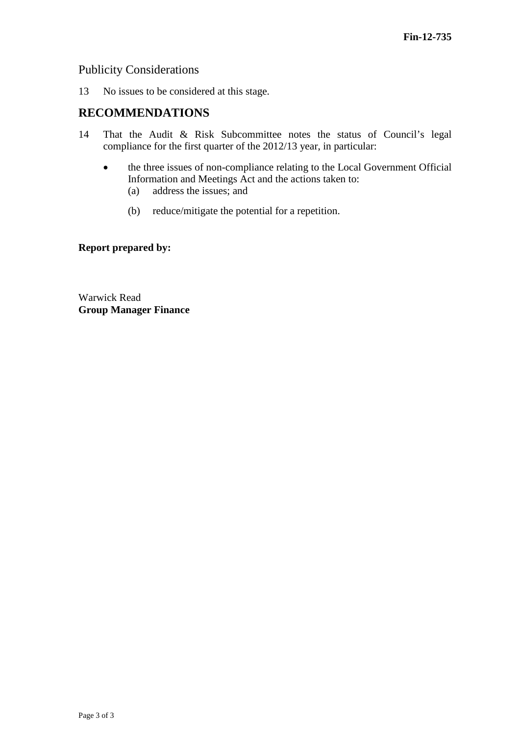## Publicity Considerations

13 No issues to be considered at this stage.

## RECOMMENDATIONS

14 That the Audit & Risk Subcommittee notes the status of Council's legal compliance for the first quarter of the 2012/13 year, in particular:

- the three issues of non-compliance relating to the Local Government Official Information and Meetings Act and the actions taken to:
  - (a) address the issues; and
  - (b) reduce/mitigate the potential for a repetition.

**Report prepared by:**

Warwick Read
**Group Manager Finance**